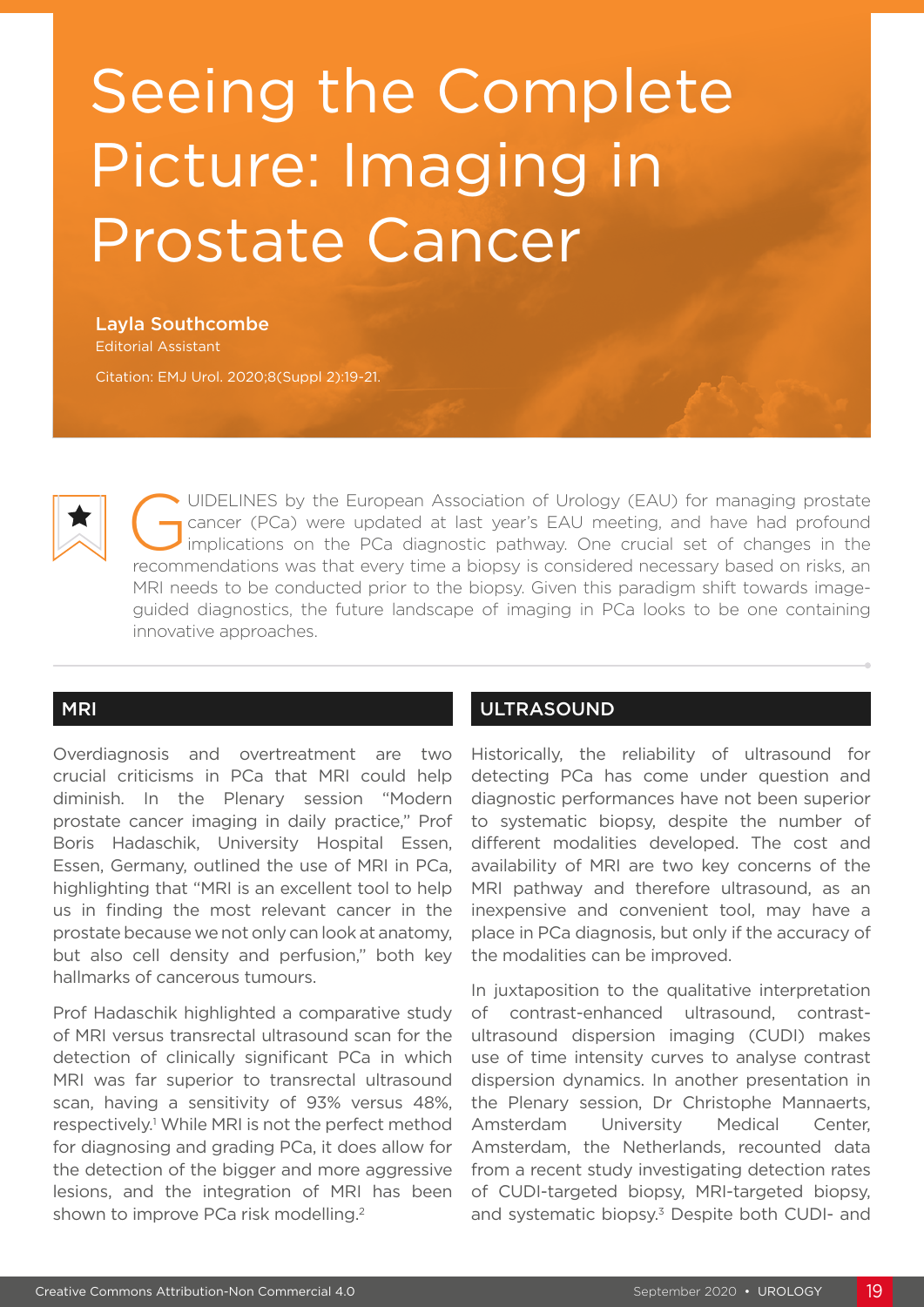# Seeing the Complete Picture: Imaging in Prostate Cancer

**Layla Southcombe**
Editorial Assistant

Citation: EMJ Urol. 2020;8(Suppl 2):19-21.

GUIDELINES by the European Association of Urology (EAU) for managing prostate cancer (PCa) were updated at last year's EAU meeting, and have had profound implications on the PCa diagnostic pathway. One crucial set of changes in the recommendations was that every time a biopsy is considered necessary based on risks, an MRI needs to be conducted prior to the biopsy. Given this paradigm shift towards image-guided diagnostics, the future landscape of imaging in PCa looks to be one containing innovative approaches.

## MRI

Overdiagnosis and overtreatment are two crucial criticisms in PCa that MRI could help diminish. In the Plenary session "Modern prostate cancer imaging in daily practice," Prof Boris Hadaschik, University Hospital Essen, Essen, Germany, outlined the use of MRI in PCa, highlighting that "MRI is an excellent tool to help us in finding the most relevant cancer in the prostate because we not only can look at anatomy, but also cell density and perfusion," both key hallmarks of cancerous tumours.

Prof Hadaschik highlighted a comparative study of MRI versus transrectal ultrasound scan for the detection of clinically significant PCa in which MRI was far superior to transrectal ultrasound scan, having a sensitivity of 93% versus 48%, respectively.[1] While MRI is not the perfect method for diagnosing and grading PCa, it does allow for the detection of the bigger and more aggressive lesions, and the integration of MRI has been shown to improve PCa risk modelling.[2]

## ULTRASOUND

Historically, the reliability of ultrasound for detecting PCa has come under question and diagnostic performances have not been superior to systematic biopsy, despite the number of different modalities developed. The cost and availability of MRI are two key concerns of the MRI pathway and therefore ultrasound, as an inexpensive and convenient tool, may have a place in PCa diagnosis, but only if the accuracy of the modalities can be improved.

In juxtaposition to the qualitative interpretation of contrast-enhanced ultrasound, contrast-ultrasound dispersion imaging (CUDI) makes use of time intensity curves to analyse contrast dispersion dynamics. In another presentation in the Plenary session, Dr Christophe Mannaerts, Amsterdam University Medical Center, Amsterdam, the Netherlands, recounted data from a recent study investigating detection rates of CUDI-targeted biopsy, MRI-targeted biopsy, and systematic biopsy.[3] Despite both CUDI- and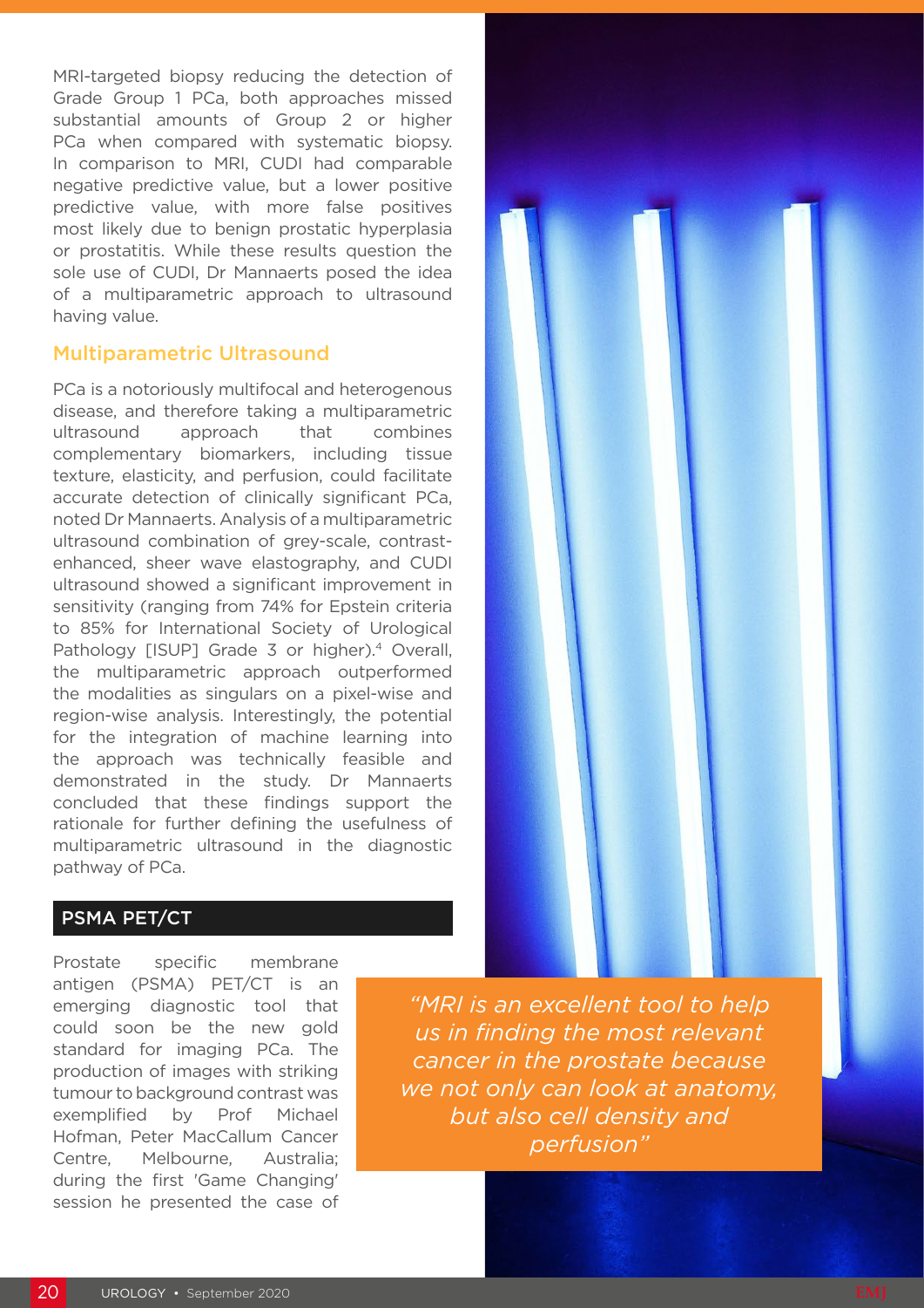MRI-targeted biopsy reducing the detection of Grade Group 1 PCa, both approaches missed substantial amounts of Group 2 or higher PCa when compared with systematic biopsy. In comparison to MRI, CUDI had comparable negative predictive value, but a lower positive predictive value, with more false positives most likely due to benign prostatic hyperplasia or prostatitis. While these results question the sole use of CUDI, Dr Mannaerts posed the idea of a multiparametric approach to ultrasound having value.

## Multiparametric Ultrasound

PCa is a notoriously multifocal and heterogenous disease, and therefore taking a multiparametric ultrasound approach that combines complementary biomarkers, including tissue texture, elasticity, and perfusion, could facilitate accurate detection of clinically significant PCa, noted Dr Mannaerts. Analysis of a multiparametric ultrasound combination of grey-scale, contrast-enhanced, sheer wave elastography, and CUDI ultrasound showed a significant improvement in sensitivity (ranging from 74% for Epstein criteria to 85% for International Society of Urological Pathology [ISUP] Grade 3 or higher).[4] Overall, the multiparametric approach outperformed the modalities as singulars on a pixel-wise and region-wise analysis. Interestingly, the potential for the integration of machine learning into the approach was technically feasible and demonstrated in the study. Dr Mannaerts concluded that these findings support the rationale for further defining the usefulness of multiparametric ultrasound in the diagnostic pathway of PCa.

## PSMA PET/CT

Prostate specific membrane antigen (PSMA) PET/CT is an emerging diagnostic tool that could soon be the new gold standard for imaging PCa. The production of images with striking tumour to background contrast was exemplified by Prof Michael Hofman, Peter MacCallum Cancer Centre, Melbourne, Australia; during the first 'Game Changing' session he presented the case of

> *"MRI is an excellent tool to help us in finding the most relevant cancer in the prostate because we not only can look at anatomy, but also cell density and perfusion"*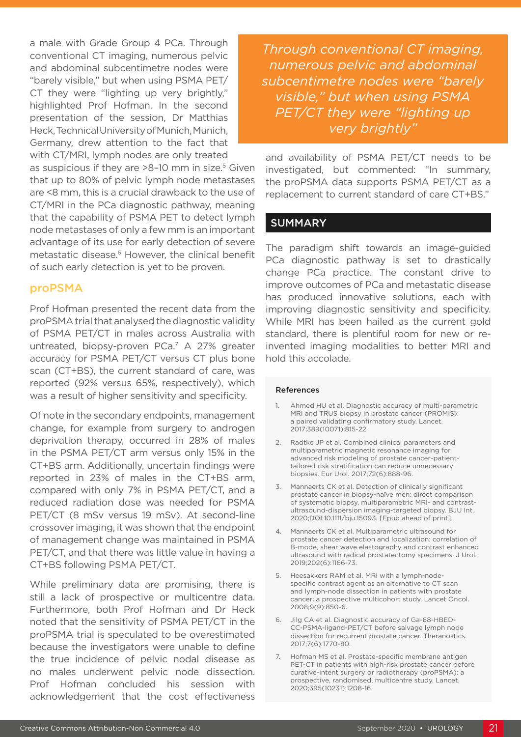a male with Grade Group 4 PCa. Through conventional CT imaging, numerous pelvic and abdominal subcentimetre nodes were "barely visible," but when using PSMA PET/CT they were "lighting up very brightly," highlighted Prof Hofman. In the second presentation of the session, Dr Matthias Heck, Technical University of Munich, Munich, Germany, drew attention to the fact that with CT/MRI, lymph nodes are only treated as suspicious if they are >8–10 mm in size.[5] Given that up to 80% of pelvic lymph node metastases are <8 mm, this is a crucial drawback to the use of CT/MRI in the PCa diagnostic pathway, meaning that the capability of PSMA PET to detect lymph node metastases of only a few mm is an important advantage of its use for early detection of severe metastatic disease.[6] However, the clinical benefit of such early detection is yet to be proven.

> *Through conventional CT imaging, numerous pelvic and abdominal subcentimetre nodes were "barely visible," but when using PSMA PET/CT they were "lighting up very brightly"*

## proPSMA

Prof Hofman presented the recent data from the proPSMA trial that analysed the diagnostic validity of PSMA PET/CT in males across Australia with untreated, biopsy-proven PCa.[7] A 27% greater accuracy for PSMA PET/CT versus CT plus bone scan (CT+BS), the current standard of care, was reported (92% versus 65%, respectively), which was a result of higher sensitivity and specificity.

Of note in the secondary endpoints, management change, for example from surgery to androgen deprivation therapy, occurred in 28% of males in the PSMA PET/CT arm versus only 15% in the CT+BS arm. Additionally, uncertain findings were reported in 23% of males in the CT+BS arm, compared with only 7% in PSMA PET/CT, and a reduced radiation dose was needed for PSMA PET/CT (8 mSv versus 19 mSv). At second-line crossover imaging, it was shown that the endpoint of management change was maintained in PSMA PET/CT, and that there was little value in having a CT+BS following PSMA PET/CT.

While preliminary data are promising, there is still a lack of prospective or multicentre data. Furthermore, both Prof Hofman and Dr Heck noted that the sensitivity of PSMA PET/CT in the proPSMA trial is speculated to be overestimated because the investigators were unable to define the true incidence of pelvic nodal disease as no males underwent pelvic node dissection. Prof Hofman concluded his session with acknowledgement that the cost effectiveness and availability of PSMA PET/CT needs to be investigated, but commented: "In summary, the proPSMA data supports PSMA PET/CT as a replacement to current standard of care CT+BS."

## SUMMARY

The paradigm shift towards an image-guided PCa diagnostic pathway is set to drastically change PCa practice. The constant drive to improve outcomes of PCa and metastatic disease has produced innovative solutions, each with improving diagnostic sensitivity and specificity. While MRI has been hailed as the current gold standard, there is plentiful room for new or re-invented imaging modalities to better MRI and hold this accolade.

### References

1. Ahmed HU et al. Diagnostic accuracy of multi-parametric MRI and TRUS biopsy in prostate cancer (PROMIS): a paired validating confirmatory study. Lancet. 2017;389(10071):815-22.
2. Radtke JP et al. Combined clinical parameters and multiparametric magnetic resonance imaging for advanced risk modeling of prostate cancer-patient-tailored risk stratification can reduce unnecessary biopsies. Eur Urol. 2017;72(6):888-96.
3. Mannaerts CK et al. Detection of clinically significant prostate cancer in biopsy-naïve men: direct comparison of systematic biopsy, multiparametric MRI- and contrast-ultrasound-dispersion imaging-targeted biopsy. BJU Int. 2020;DOI:10.1111/bju.15093. [Epub ahead of print].
4. Mannaerts CK et al. Multiparametric ultrasound for prostate cancer detection and localization: correlation of B-mode, shear wave elastography and contrast enhanced ultrasound with radical prostatectomy specimens. J Urol. 2019;202(6):1166-73.
5. Heesakkers RAM et al. MRI with a lymph-node-specific contrast agent as an alternative to CT scan and lymph-node dissection in patients with prostate cancer: a prospective multicohort study. Lancet Oncol. 2008;9(9):850-6.
6. Jilg CA et al. Diagnostic accuracy of Ga-68-HBED-CC-PSMA-ligand-PET/CT before salvage lymph node dissection for recurrent prostate cancer. Theranostics. 2017;7(6):1770-80.
7. Hofman MS et al. Prostate-specific membrane antigen PET-CT in patients with high-risk prostate cancer before curative-intent surgery or radiotherapy (proPSMA): a prospective, randomised, multicentre study. Lancet. 2020;395(10231):1208-16.